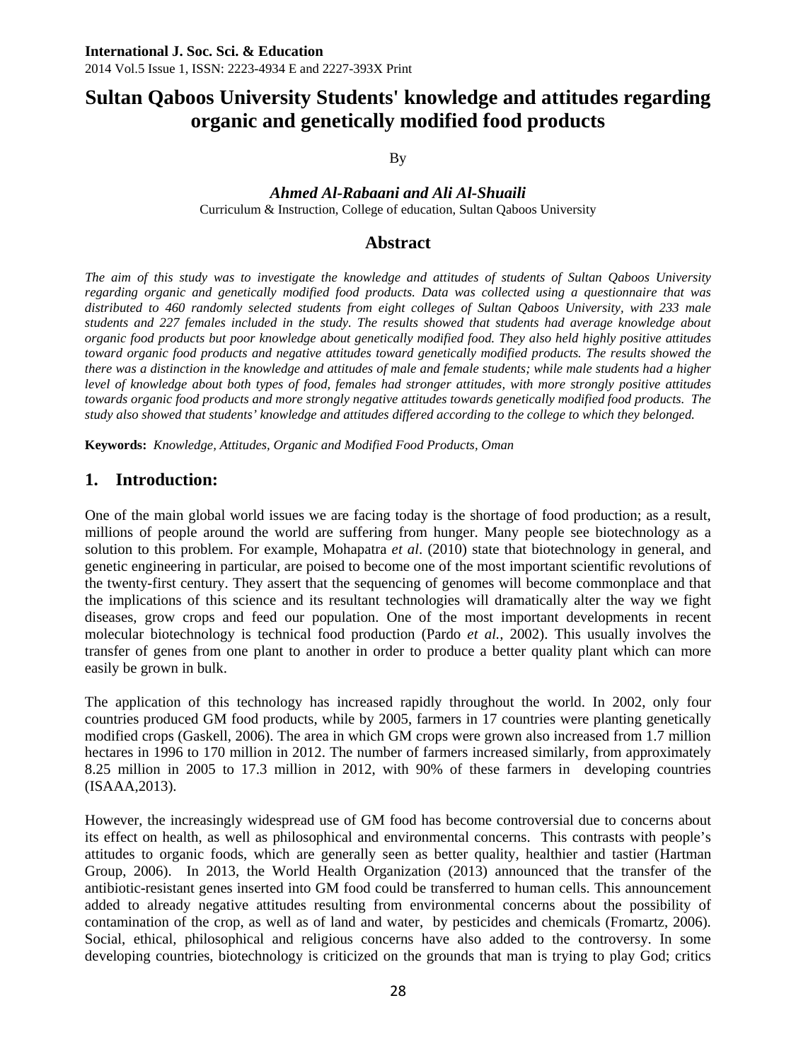# Sultan Qaboos University Students' knowledge and attitudes regarding organic and genetically modified food products

By

***Ahmed Al-Rabaani and Ali Al-Shuaili***

Curriculum & Instruction, College of education, Sultan Qaboos University

## Abstract

*The aim of this study was to investigate the knowledge and attitudes of students of Sultan Qaboos University regarding organic and genetically modified food products. Data was collected using a questionnaire that was distributed to 460 randomly selected students from eight colleges of Sultan Qaboos University, with 233 male students and 227 females included in the study. The results showed that students had average knowledge about organic food products but poor knowledge about genetically modified food. They also held highly positive attitudes toward organic food products and negative attitudes toward genetically modified products. The results showed the there was a distinction in the knowledge and attitudes of male and female students; while male students had a higher level of knowledge about both types of food, females had stronger attitudes, with more strongly positive attitudes towards organic food products and more strongly negative attitudes towards genetically modified food products. The study also showed that students' knowledge and attitudes differed according to the college to which they belonged.*

**Keywords:** *Knowledge, Attitudes, Organic and Modified Food Products, Oman*

## 1. Introduction:

One of the main global world issues we are facing today is the shortage of food production; as a result, millions of people around the world are suffering from hunger. Many people see biotechnology as a solution to this problem. For example, Mohapatra *et al*. (2010) state that biotechnology in general, and genetic engineering in particular, are poised to become one of the most important scientific revolutions of the twenty-first century. They assert that the sequencing of genomes will become commonplace and that the implications of this science and its resultant technologies will dramatically alter the way we fight diseases, grow crops and feed our population. One of the most important developments in recent molecular biotechnology is technical food production (Pardo *et al.,* 2002). This usually involves the transfer of genes from one plant to another in order to produce a better quality plant which can more easily be grown in bulk.

The application of this technology has increased rapidly throughout the world. In 2002, only four countries produced GM food products, while by 2005, farmers in 17 countries were planting genetically modified crops (Gaskell, 2006). The area in which GM crops were grown also increased from 1.7 million hectares in 1996 to 170 million in 2012. The number of farmers increased similarly, from approximately 8.25 million in 2005 to 17.3 million in 2012, with 90% of these farmers in developing countries (ISAAA,2013).

However, the increasingly widespread use of GM food has become controversial due to concerns about its effect on health, as well as philosophical and environmental concerns. This contrasts with people's attitudes to organic foods, which are generally seen as better quality, healthier and tastier (Hartman Group, 2006). In 2013, the World Health Organization (2013) announced that the transfer of the antibiotic-resistant genes inserted into GM food could be transferred to human cells. This announcement added to already negative attitudes resulting from environmental concerns about the possibility of contamination of the crop, as well as of land and water, by pesticides and chemicals (Fromartz, 2006). Social, ethical, philosophical and religious concerns have also added to the controversy. In some developing countries, biotechnology is criticized on the grounds that man is trying to play God; critics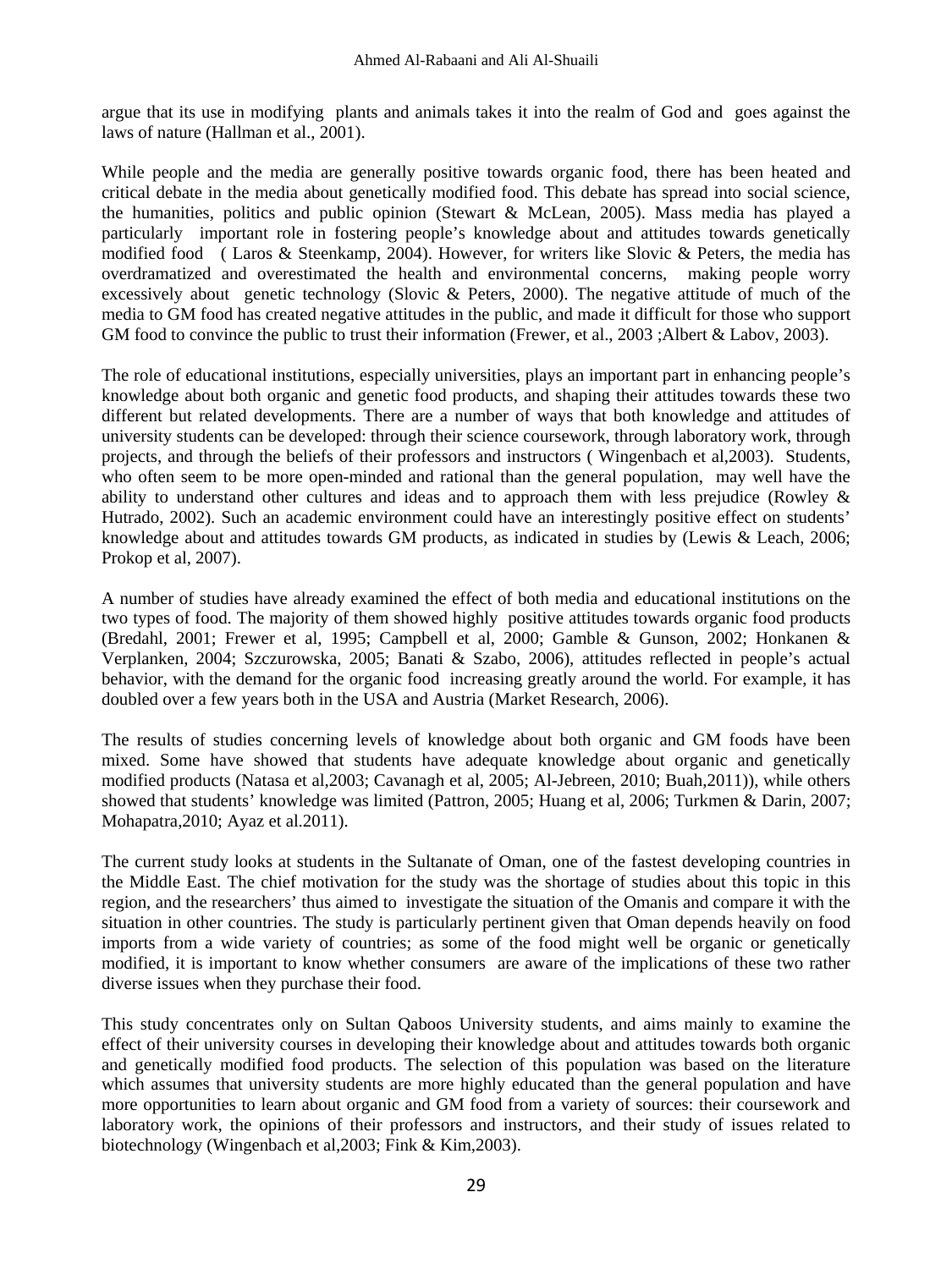argue that its use in modifying plants and animals takes it into the realm of God and goes against the laws of nature (Hallman et al., 2001).

While people and the media are generally positive towards organic food, there has been heated and critical debate in the media about genetically modified food. This debate has spread into social science, the humanities, politics and public opinion (Stewart & McLean, 2005). Mass media has played a particularly important role in fostering people's knowledge about and attitudes towards genetically modified food ( Laros & Steenkamp, 2004). However, for writers like Slovic & Peters, the media has overdramatized and overestimated the health and environmental concerns, making people worry excessively about genetic technology (Slovic & Peters, 2000). The negative attitude of much of the media to GM food has created negative attitudes in the public, and made it difficult for those who support GM food to convince the public to trust their information (Frewer, et al., 2003 ;Albert & Labov, 2003).

The role of educational institutions, especially universities, plays an important part in enhancing people's knowledge about both organic and genetic food products, and shaping their attitudes towards these two different but related developments. There are a number of ways that both knowledge and attitudes of university students can be developed: through their science coursework, through laboratory work, through projects, and through the beliefs of their professors and instructors ( Wingenbach et al,2003). Students, who often seem to be more open-minded and rational than the general population, may well have the ability to understand other cultures and ideas and to approach them with less prejudice (Rowley & Hutrado, 2002). Such an academic environment could have an interestingly positive effect on students' knowledge about and attitudes towards GM products, as indicated in studies by (Lewis & Leach, 2006; Prokop et al, 2007).

A number of studies have already examined the effect of both media and educational institutions on the two types of food. The majority of them showed highly positive attitudes towards organic food products (Bredahl, 2001; Frewer et al, 1995; Campbell et al, 2000; Gamble & Gunson, 2002; Honkanen & Verplanken, 2004; Szczurowska, 2005; Banati & Szabo, 2006), attitudes reflected in people's actual behavior, with the demand for the organic food increasing greatly around the world. For example, it has doubled over a few years both in the USA and Austria (Market Research, 2006).

The results of studies concerning levels of knowledge about both organic and GM foods have been mixed. Some have showed that students have adequate knowledge about organic and genetically modified products (Natasa et al,2003; Cavanagh et al, 2005; Al-Jebreen, 2010; Buah,2011)), while others showed that students' knowledge was limited (Pattron, 2005; Huang et al, 2006; Turkmen & Darin, 2007; Mohapatra,2010; Ayaz et al.2011).

The current study looks at students in the Sultanate of Oman, one of the fastest developing countries in the Middle East. The chief motivation for the study was the shortage of studies about this topic in this region, and the researchers' thus aimed to investigate the situation of the Omanis and compare it with the situation in other countries. The study is particularly pertinent given that Oman depends heavily on food imports from a wide variety of countries; as some of the food might well be organic or genetically modified, it is important to know whether consumers are aware of the implications of these two rather diverse issues when they purchase their food.

This study concentrates only on Sultan Qaboos University students, and aims mainly to examine the effect of their university courses in developing their knowledge about and attitudes towards both organic and genetically modified food products. The selection of this population was based on the literature which assumes that university students are more highly educated than the general population and have more opportunities to learn about organic and GM food from a variety of sources: their coursework and laboratory work, the opinions of their professors and instructors, and their study of issues related to biotechnology (Wingenbach et al,2003; Fink & Kim,2003).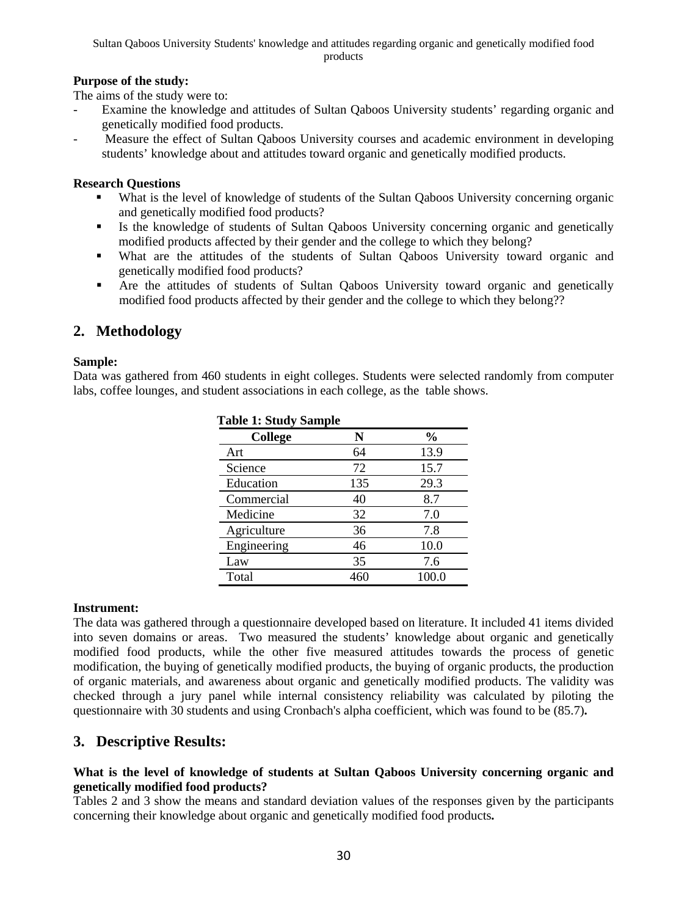**Purpose of the study:**

The aims of the study were to:

- Examine the knowledge and attitudes of Sultan Qaboos University students' regarding organic and genetically modified food products.
- Measure the effect of Sultan Qaboos University courses and academic environment in developing students' knowledge about and attitudes toward organic and genetically modified products.

**Research Questions**

- What is the level of knowledge of students of the Sultan Qaboos University concerning organic and genetically modified food products?
- Is the knowledge of students of Sultan Qaboos University concerning organic and genetically modified products affected by their gender and the college to which they belong?
- What are the attitudes of the students of Sultan Qaboos University toward organic and genetically modified food products?
- Are the attitudes of students of Sultan Qaboos University toward organic and genetically modified food products affected by their gender and the college to which they belong??

## 2. Methodology

**Sample:**

Data was gathered from 460 students in eight colleges. Students were selected randomly from computer labs, coffee lounges, and student associations in each college, as the table shows.

**Table 1: Study Sample**

| College | N | % |
|---|---|---|
| Art | 64 | 13.9 |
| Science | 72 | 15.7 |
| Education | 135 | 29.3 |
| Commercial | 40 | 8.7 |
| Medicine | 32 | 7.0 |
| Agriculture | 36 | 7.8 |
| Engineering | 46 | 10.0 |
| Law | 35 | 7.6 |
| Total | 460 | 100.0 |

**Instrument:**

The data was gathered through a questionnaire developed based on literature. It included 41 items divided into seven domains or areas. Two measured the students' knowledge about organic and genetically modified food products, while the other five measured attitudes towards the process of genetic modification, the buying of genetically modified products, the buying of organic products, the production of organic materials, and awareness about organic and genetically modified products. The validity was checked through a jury panel while internal consistency reliability was calculated by piloting the questionnaire with 30 students and using Cronbach's alpha coefficient, which was found to be (85.7)**.**

## 3. Descriptive Results:

**What is the level of knowledge of students at Sultan Qaboos University concerning organic and genetically modified food products?**

Tables 2 and 3 show the means and standard deviation values of the responses given by the participants concerning their knowledge about organic and genetically modified food products**.**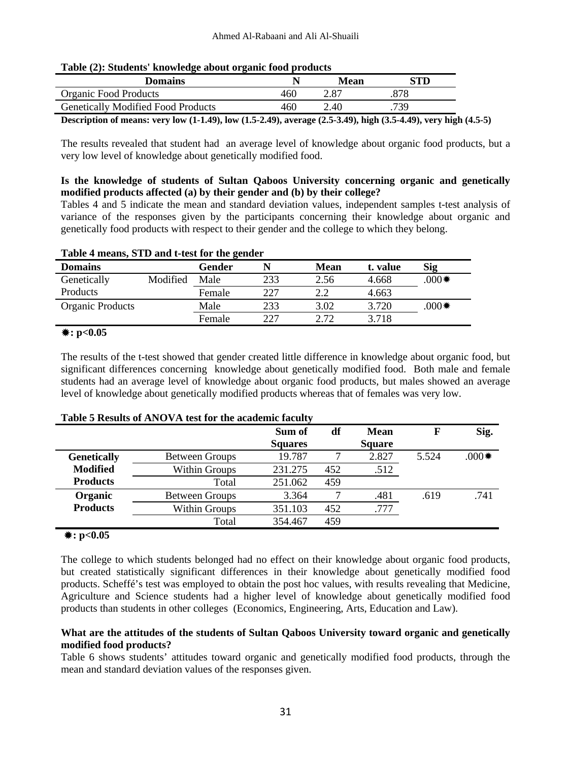**Table (2): Students' knowledge about organic food products**

| Domains | N | Mean | STD |
|---|---|---|---|
| Organic Food Products | 460 | 2.87 | .878 |
| Genetically Modified Food Products | 460 | 2.40 | .739 |

**Description of means: very low (1-1.49), low (1.5-2.49), average (2.5-3.49), high (3.5-4.49), very high (4.5-5)**

The results revealed that student had an average level of knowledge about organic food products, but a very low level of knowledge about genetically modified food.

**Is the knowledge of students of Sultan Qaboos University concerning organic and genetically modified products affected (a) by their gender and (b) by their college?**

Tables 4 and 5 indicate the mean and standard deviation values, independent samples t-test analysis of variance of the responses given by the participants concerning their knowledge about organic and genetically food products with respect to their gender and the college to which they belong.

**Table 4 means, STD and t-test for the gender**

| Domains | Gender | N | Mean | t. value | Sig |
|---|---|---|---|---|---|
| Genetically Modified Products | Male | 233 | 2.56 | 4.668 | .000✷ |
| | Female | 227 | 2.2 | 4.663 | |
| Organic Products | Male | 233 | 3.02 | 3.720 | .000✷ |
| | Female | 227 | 2.72 | 3.718 | |

**✷: $p<0.05$**

The results of the t-test showed that gender created little difference in knowledge about organic food, but significant differences concerning knowledge about genetically modified food. Both male and female students had an average level of knowledge about organic food products, but males showed an average level of knowledge about genetically modified products whereas that of females was very low.

**Table 5 Results of ANOVA test for the academic faculty**

| | | Sum of Squares | df | Mean Square | F | Sig. |
|---|---|---|---|---|---|---|
| **Genetically Modified Products** | Between Groups | 19.787 | 7 | 2.827 | 5.524 | .000✷ |
| | Within Groups | 231.275 | 452 | .512 | | |
| | Total | 251.062 | 459 | | | |
| **Organic Products** | Between Groups | 3.364 | 7 | .481 | .619 | .741 |
| | Within Groups | 351.103 | 452 | .777 | | |
| | Total | 354.467 | 459 | | | |

**✷: $p<0.05$**

The college to which students belonged had no effect on their knowledge about organic food products, but created statistically significant differences in their knowledge about genetically modified food products. Scheffé's test was employed to obtain the post hoc values, with results revealing that Medicine, Agriculture and Science students had a higher level of knowledge about genetically modified food products than students in other colleges (Economics, Engineering, Arts, Education and Law).

**What are the attitudes of the students of Sultan Qaboos University toward organic and genetically modified food products?**

Table 6 shows students' attitudes toward organic and genetically modified food products, through the mean and standard deviation values of the responses given.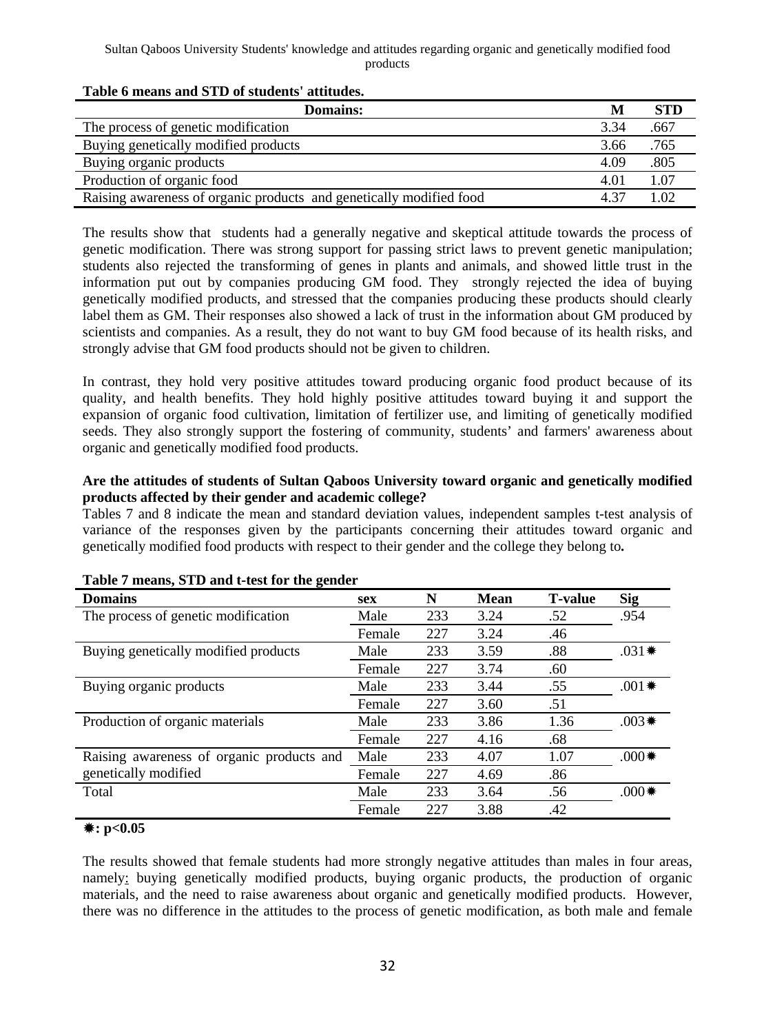**Table 6 means and STD of students' attitudes.**

| Domains: | M | STD |
|---|---|---|
| The process of genetic modification | 3.34 | .667 |
| Buying genetically modified products | 3.66 | .765 |
| Buying organic products | 4.09 | .805 |
| Production of organic food | 4.01 | 1.07 |
| Raising awareness of organic products and genetically modified food | 4.37 | 1.02 |

The results show that students had a generally negative and skeptical attitude towards the process of genetic modification. There was strong support for passing strict laws to prevent genetic manipulation; students also rejected the transforming of genes in plants and animals, and showed little trust in the information put out by companies producing GM food. They strongly rejected the idea of buying genetically modified products, and stressed that the companies producing these products should clearly label them as GM. Their responses also showed a lack of trust in the information about GM produced by scientists and companies. As a result, they do not want to buy GM food because of its health risks, and strongly advise that GM food products should not be given to children.

In contrast, they hold very positive attitudes toward producing organic food product because of its quality, and health benefits. They hold highly positive attitudes toward buying it and support the expansion of organic food cultivation, limitation of fertilizer use, and limiting of genetically modified seeds. They also strongly support the fostering of community, students' and farmers' awareness about organic and genetically modified food products.

**Are the attitudes of students of Sultan Qaboos University toward organic and genetically modified products affected by their gender and academic college?**

Tables 7 and 8 indicate the mean and standard deviation values, independent samples t-test analysis of variance of the responses given by the participants concerning their attitudes toward organic and genetically modified food products with respect to their gender and the college they belong to.

**Table 7 means, STD and t-test for the gender**

| Domains | sex | N | Mean | T-value | Sig |
|---|---|---|---|---|---|
| The process of genetic modification | Male | 233 | 3.24 | .52 | .954 |
| | Female | 227 | 3.24 | .46 | |
| Buying genetically modified products | Male | 233 | 3.59 | .88 | .031✷ |
| | Female | 227 | 3.74 | .60 | |
| Buying organic products | Male | 233 | 3.44 | .55 | .001✷ |
| | Female | 227 | 3.60 | .51 | |
| Production of organic materials | Male | 233 | 3.86 | 1.36 | .003✷ |
| | Female | 227 | 4.16 | .68 | |
| Raising awareness of organic products and genetically modified | Male | 233 | 4.07 | 1.07 | .000✷ |
| | Female | 227 | 4.69 | .86 | |
| Total | Male | 233 | 3.64 | .56 | .000✷ |
| | Female | 227 | 3.88 | .42 | |

**✷: $p<0.05$**

The results showed that female students had more strongly negative attitudes than males in four areas, namely: buying genetically modified products, buying organic products, the production of organic materials, and the need to raise awareness about organic and genetically modified products. However, there was no difference in the attitudes to the process of genetic modification, as both male and female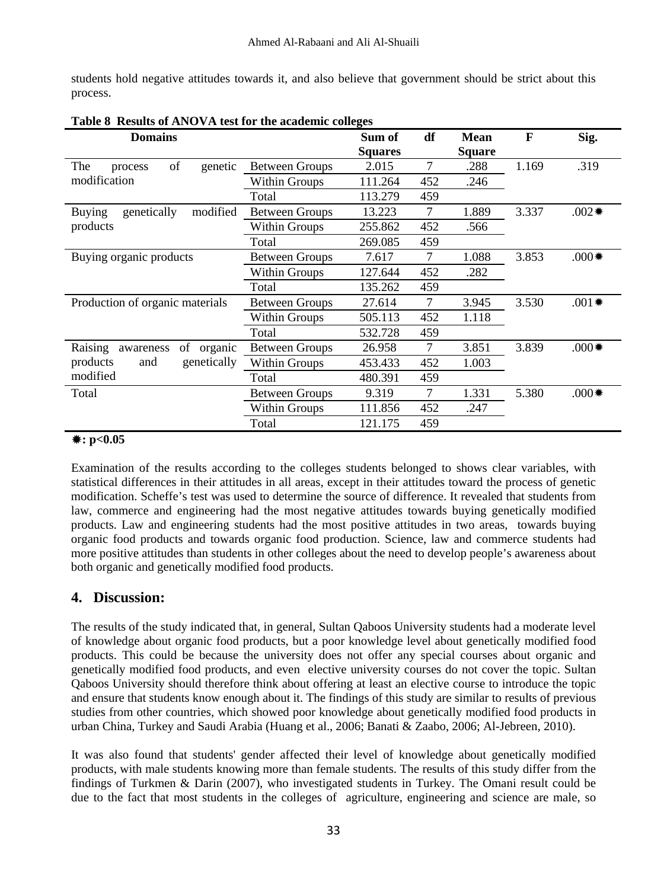students hold negative attitudes towards it, and also believe that government should be strict about this process.

**Table 8 Results of ANOVA test for the academic colleges**

| Domains | | Sum of Squares | df | Mean Square | F | Sig. |
|---|---|---|---|---|---|---|
| The process of genetic modification | Between Groups | 2.015 | 7 | .288 | 1.169 | .319 |
| | Within Groups | 111.264 | 452 | .246 | | |
| | Total | 113.279 | 459 | | | |
| Buying genetically modified products | Between Groups | 13.223 | 7 | 1.889 | 3.337 | .002✷ |
| | Within Groups | 255.862 | 452 | .566 | | |
| | Total | 269.085 | 459 | | | |
| Buying organic products | Between Groups | 7.617 | 7 | 1.088 | 3.853 | .000✷ |
| | Within Groups | 127.644 | 452 | .282 | | |
| | Total | 135.262 | 459 | | | |
| Production of organic materials | Between Groups | 27.614 | 7 | 3.945 | 3.530 | .001✷ |
| | Within Groups | 505.113 | 452 | 1.118 | | |
| | Total | 532.728 | 459 | | | |
| Raising awareness of organic products and genetically modified | Between Groups | 26.958 | 7 | 3.851 | 3.839 | .000✷ |
| | Within Groups | 453.433 | 452 | 1.003 | | |
| | Total | 480.391 | 459 | | | |
| Total | Between Groups | 9.319 | 7 | 1.331 | 5.380 | .000✷ |
| | Within Groups | 111.856 | 452 | .247 | | |
| | Total | 121.175 | 459 | | | |

**✷: $p<0.05$**

Examination of the results according to the colleges students belonged to shows clear variables, with statistical differences in their attitudes in all areas, except in their attitudes toward the process of genetic modification. Scheffe's test was used to determine the source of difference. It revealed that students from law, commerce and engineering had the most negative attitudes towards buying genetically modified products. Law and engineering students had the most positive attitudes in two areas, towards buying organic food products and towards organic food production. Science, law and commerce students had more positive attitudes than students in other colleges about the need to develop people's awareness about both organic and genetically modified food products.

## 4. Discussion:

The results of the study indicated that, in general, Sultan Qaboos University students had a moderate level of knowledge about organic food products, but a poor knowledge level about genetically modified food products. This could be because the university does not offer any special courses about organic and genetically modified food products, and even elective university courses do not cover the topic. Sultan Qaboos University should therefore think about offering at least an elective course to introduce the topic and ensure that students know enough about it. The findings of this study are similar to results of previous studies from other countries, which showed poor knowledge about genetically modified food products in urban China, Turkey and Saudi Arabia (Huang et al., 2006; Banati & Zaabo, 2006; Al-Jebreen, 2010).

It was also found that students' gender affected their level of knowledge about genetically modified products, with male students knowing more than female students. The results of this study differ from the findings of Turkmen & Darin (2007), who investigated students in Turkey. The Omani result could be due to the fact that most students in the colleges of agriculture, engineering and science are male, so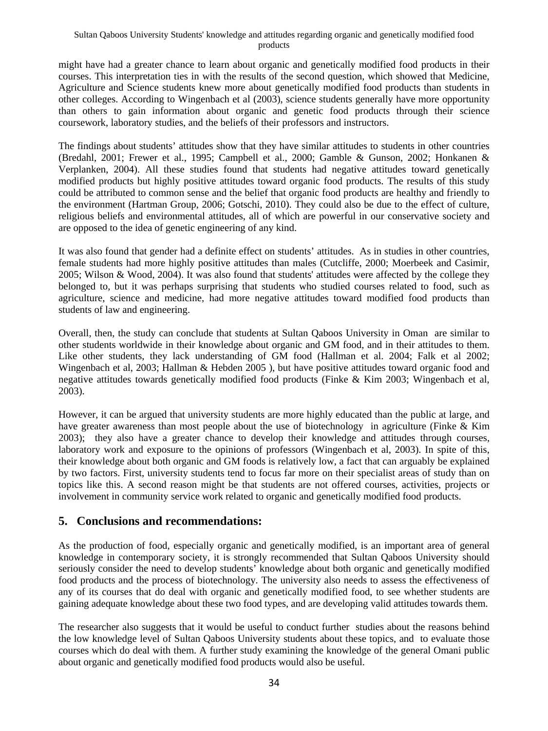might have had a greater chance to learn about organic and genetically modified food products in their courses. This interpretation ties in with the results of the second question, which showed that Medicine, Agriculture and Science students knew more about genetically modified food products than students in other colleges. According to Wingenbach et al (2003), science students generally have more opportunity than others to gain information about organic and genetic food products through their science coursework, laboratory studies, and the beliefs of their professors and instructors.

The findings about students' attitudes show that they have similar attitudes to students in other countries (Bredahl, 2001; Frewer et al., 1995; Campbell et al., 2000; Gamble & Gunson, 2002; Honkanen & Verplanken, 2004). All these studies found that students had negative attitudes toward genetically modified products but highly positive attitudes toward organic food products. The results of this study could be attributed to common sense and the belief that organic food products are healthy and friendly to the environment (Hartman Group, 2006; Gotschi, 2010). They could also be due to the effect of culture, religious beliefs and environmental attitudes, all of which are powerful in our conservative society and are opposed to the idea of genetic engineering of any kind.

It was also found that gender had a definite effect on students' attitudes. As in studies in other countries, female students had more highly positive attitudes than males (Cutcliffe, 2000; Moerbeek and Casimir, 2005; Wilson & Wood, 2004). It was also found that students' attitudes were affected by the college they belonged to, but it was perhaps surprising that students who studied courses related to food, such as agriculture, science and medicine, had more negative attitudes toward modified food products than students of law and engineering.

Overall, then, the study can conclude that students at Sultan Qaboos University in Oman are similar to other students worldwide in their knowledge about organic and GM food, and in their attitudes to them. Like other students, they lack understanding of GM food (Hallman et al. 2004; Falk et al 2002; Wingenbach et al, 2003; Hallman & Hebden 2005 ), but have positive attitudes toward organic food and negative attitudes towards genetically modified food products (Finke & Kim 2003; Wingenbach et al, 2003).

However, it can be argued that university students are more highly educated than the public at large, and have greater awareness than most people about the use of biotechnology in agriculture (Finke & Kim 2003); they also have a greater chance to develop their knowledge and attitudes through courses, laboratory work and exposure to the opinions of professors (Wingenbach et al, 2003). In spite of this, their knowledge about both organic and GM foods is relatively low, a fact that can arguably be explained by two factors. First, university students tend to focus far more on their specialist areas of study than on topics like this. A second reason might be that students are not offered courses, activities, projects or involvement in community service work related to organic and genetically modified food products.

## 5. Conclusions and recommendations:

As the production of food, especially organic and genetically modified, is an important area of general knowledge in contemporary society, it is strongly recommended that Sultan Qaboos University should seriously consider the need to develop students' knowledge about both organic and genetically modified food products and the process of biotechnology. The university also needs to assess the effectiveness of any of its courses that do deal with organic and genetically modified food, to see whether students are gaining adequate knowledge about these two food types, and are developing valid attitudes towards them.

The researcher also suggests that it would be useful to conduct further studies about the reasons behind the low knowledge level of Sultan Qaboos University students about these topics, and to evaluate those courses which do deal with them. A further study examining the knowledge of the general Omani public about organic and genetically modified food products would also be useful.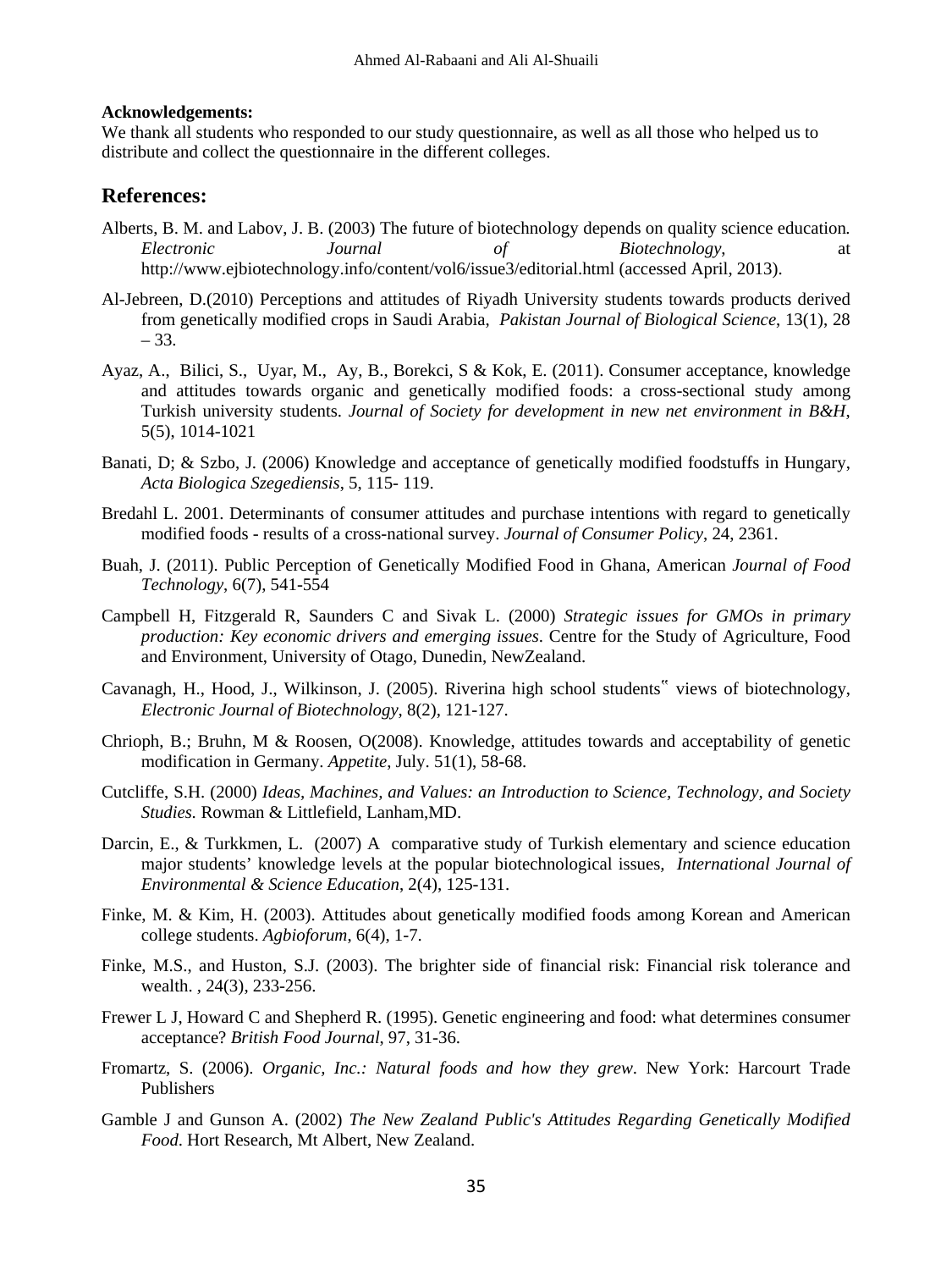**Acknowledgements:**
We thank all students who responded to our study questionnaire, as well as all those who helped us to distribute and collect the questionnaire in the different colleges.

## References:

Alberts, B. M. and Labov, J. B. (2003) The future of biotechnology depends on quality science education. *Electronic Journal of Biotechnology*, at http://www.ejbiotechnology.info/content/vol6/issue3/editorial.html (accessed April, 2013).

Al-Jebreen, D.(2010) Perceptions and attitudes of Riyadh University students towards products derived from genetically modified crops in Saudi Arabia, *Pakistan Journal of Biological Science*, 13(1), 28 – 33.

Ayaz, A., Bilici, S., Uyar, M., Ay, B., Borekci, S & Kok, E. (2011). Consumer acceptance, knowledge and attitudes towards organic and genetically modified foods: a cross-sectional study among Turkish university students. *Journal of Society for development in new net environment in B&H*, 5(5), 1014-1021

Banati, D; & Szbo, J. (2006) Knowledge and acceptance of genetically modified foodstuffs in Hungary, *Acta Biologica Szegediensis*, 5, 115- 119.

Bredahl L. 2001. Determinants of consumer attitudes and purchase intentions with regard to genetically modified foods - results of a cross-national survey. *Journal of Consumer Policy*, 24, 2361.

Buah, J. (2011). Public Perception of Genetically Modified Food in Ghana, American *Journal of Food Technology*, 6(7), 541-554

Campbell H, Fitzgerald R, Saunders C and Sivak L. (2000) *Strategic issues for GMOs in primary production: Key economic drivers and emerging issues*. Centre for the Study of Agriculture, Food and Environment, University of Otago, Dunedin, NewZealand.

Cavanagh, H., Hood, J., Wilkinson, J. (2005). Riverina high school students‟ views of biotechnology, *Electronic Journal of Biotechnology*, 8(2), 121-127.

Chrioph, B.; Bruhn, M & Roosen, O(2008). Knowledge, attitudes towards and acceptability of genetic modification in Germany. *Appetite*, July. 51(1), 58-68.

Cutcliffe, S.H. (2000) *Ideas, Machines, and Values: an Introduction to Science, Technology, and Society Studies.* Rowman & Littlefield, Lanham,MD.

Darcin, E., & Turkkmen, L. (2007) A comparative study of Turkish elementary and science education major students' knowledge levels at the popular biotechnological issues, *International Journal of Environmental & Science Education*, 2(4), 125-131.

Finke, M. & Kim, H. (2003). Attitudes about genetically modified foods among Korean and American college students. *Agbioforum*, 6(4), 1-7.

Finke, M.S., and Huston, S.J. (2003). The brighter side of financial risk: Financial risk tolerance and wealth. , 24(3), 233-256.

Frewer L J, Howard C and Shepherd R. (1995). Genetic engineering and food: what determines consumer acceptance? *British Food Journal*, 97, 31-36.

Fromartz, S. (2006). *Organic, Inc.: Natural foods and how they grew*. New York: Harcourt Trade Publishers

Gamble J and Gunson A. (2002) *The New Zealand Public's Attitudes Regarding Genetically Modified Food*. Hort Research, Mt Albert, New Zealand.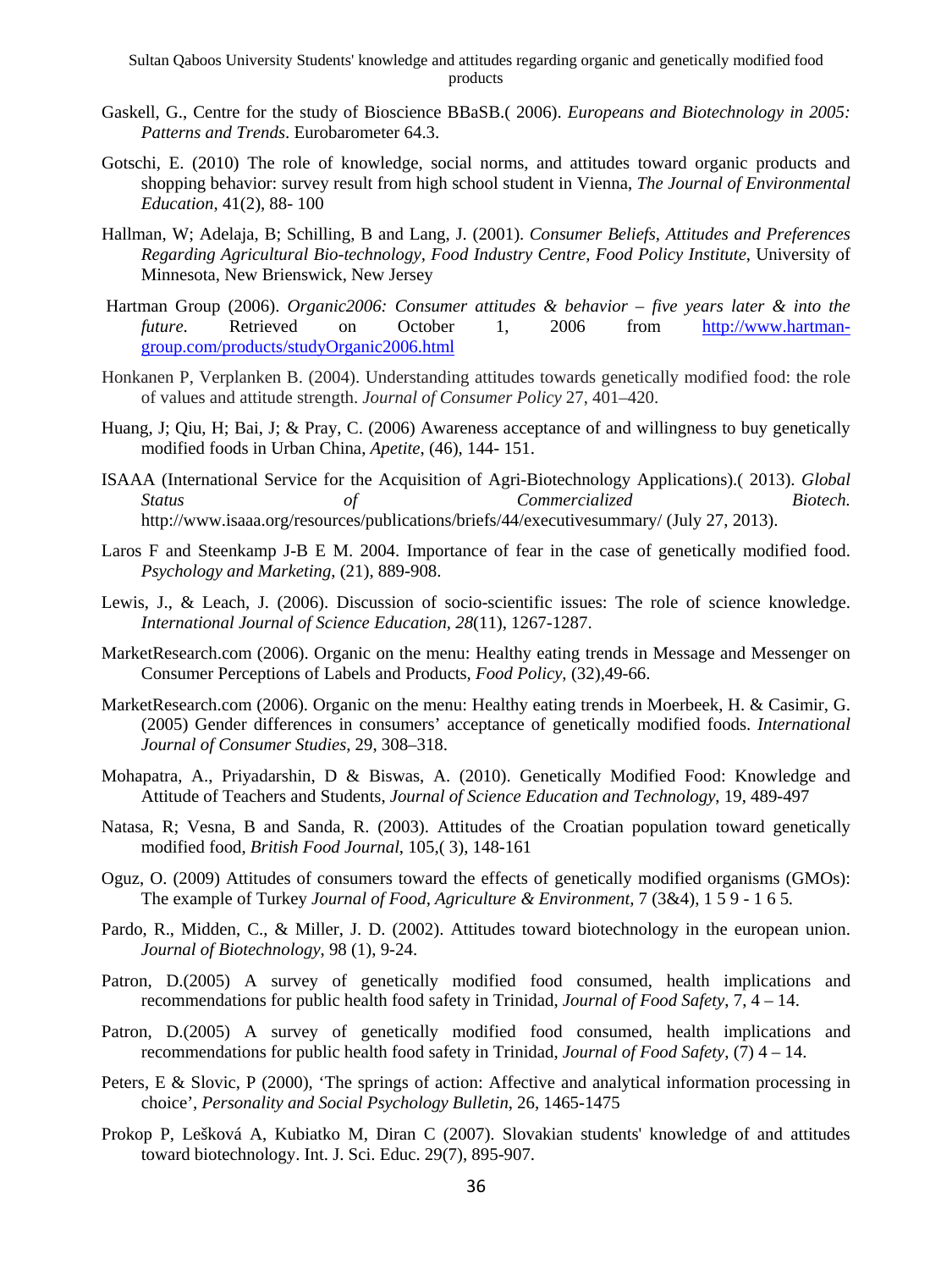Gaskell, G., Centre for the study of Bioscience BBaSB.( 2006). *Europeans and Biotechnology in 2005: Patterns and Trends*. Eurobarometer 64.3.

Gotschi, E. (2010) The role of knowledge, social norms, and attitudes toward organic products and shopping behavior: survey result from high school student in Vienna, *The Journal of Environmental Education*, 41(2), 88- 100

Hallman, W; Adelaja, B; Schilling, B and Lang, J. (2001). *Consumer Beliefs, Attitudes and Preferences Regarding Agricultural Bio-technology, Food Industry Centre, Food Policy Institute*, University of Minnesota, New Brienswick, New Jersey

Hartman Group (2006). *Organic2006: Consumer attitudes & behavior – five years later & into the future*. Retrieved on October 1, 2006 from http://www.hartman-group.com/products/studyOrganic2006.html

Honkanen P, Verplanken B. (2004). Understanding attitudes towards genetically modified food: the role of values and attitude strength. *Journal of Consumer Policy* 27, 401–420.

Huang, J; Qiu, H; Bai, J; & Pray, C. (2006) Awareness acceptance of and willingness to buy genetically modified foods in Urban China, *Apetite*, (46), 144- 151.

ISAAA (International Service for the Acquisition of Agri-Biotechnology Applications).( 2013). *Global Status of Commercialized Biotech*. http://www.isaaa.org/resources/publications/briefs/44/executivesummary/ (July 27, 2013).

Laros F and Steenkamp J-B E M. 2004. Importance of fear in the case of genetically modified food. *Psychology and Marketing*, (21), 889-908.

Lewis, J., & Leach, J. (2006). Discussion of socio-scientific issues: The role of science knowledge. *International Journal of Science Education*, *28*(11), 1267-1287.

MarketResearch.com (2006). Organic on the menu: Healthy eating trends in Message and Messenger on Consumer Perceptions of Labels and Products, *Food Policy*, (32),49-66.

MarketResearch.com (2006). Organic on the menu: Healthy eating trends in Moerbeek, H. & Casimir, G. (2005) Gender differences in consumers' acceptance of genetically modified foods. *International Journal of Consumer Studies*, 29, 308–318.

Mohapatra, A., Priyadarshin, D & Biswas, A. (2010). Genetically Modified Food: Knowledge and Attitude of Teachers and Students, *Journal of Science Education and Technology*, 19, 489-497

Natasa, R; Vesna, B and Sanda, R. (2003). Attitudes of the Croatian population toward genetically modified food, *British Food Journal*, 105,( 3), 148-161

Oguz, O. (2009) Attitudes of consumers toward the effects of genetically modified organisms (GMOs): The example of Turkey *Journal of Food, Agriculture & Environment,* 7 (3&4), 1 5 9 - 1 6 5.

Pardo, R., Midden, C., & Miller, J. D. (2002). Attitudes toward biotechnology in the european union. *Journal of Biotechnology*, 98 (1), 9-24.

Patron, D.(2005) A survey of genetically modified food consumed, health implications and recommendations for public health food safety in Trinidad, *Journal of Food Safety*, 7, 4 – 14.

Patron, D.(2005) A survey of genetically modified food consumed, health implications and recommendations for public health food safety in Trinidad, *Journal of Food Safety*, (7) 4 – 14.

Peters, E & Slovic, P (2000), 'The springs of action: Affective and analytical information processing in choice', *Personality and Social Psychology Bulletin*, 26, 1465-1475

Prokop P, Lešková A, Kubiatko M, Diran C (2007). Slovakian students' knowledge of and attitudes toward biotechnology. Int. J. Sci. Educ. 29(7), 895-907.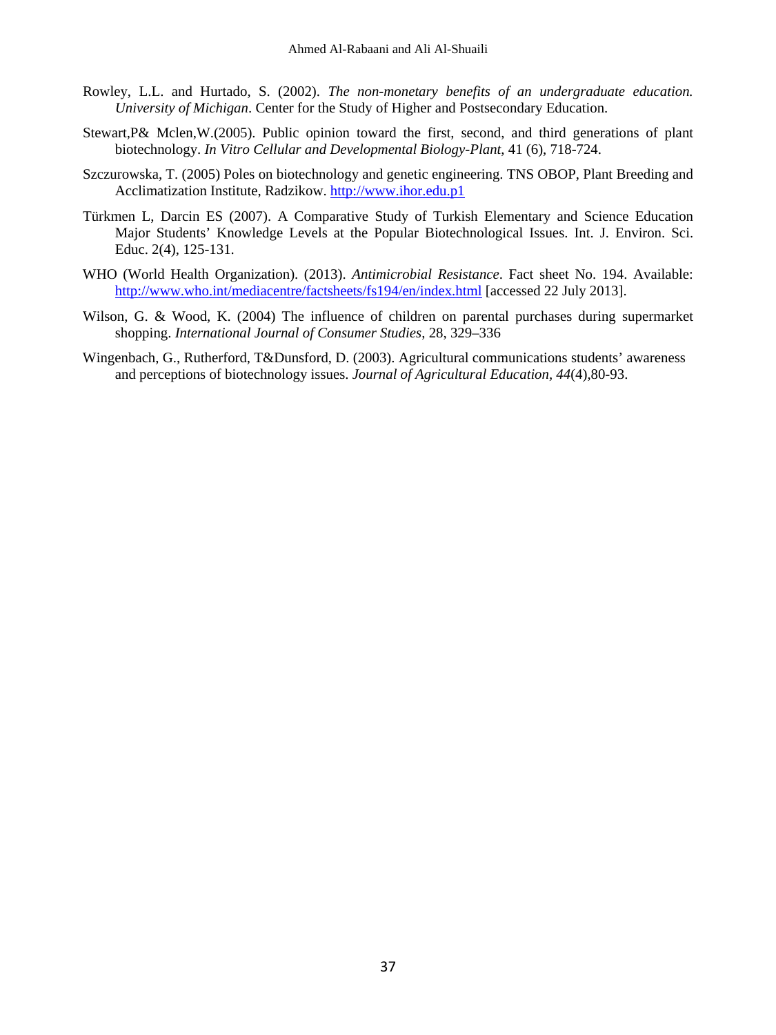Rowley, L.L. and Hurtado, S. (2002). *The non-monetary benefits of an undergraduate education. University of Michigan*. Center for the Study of Higher and Postsecondary Education.

Stewart,P& Mclen,W.(2005). Public opinion toward the first, second, and third generations of plant biotechnology. *In Vitro Cellular and Developmental Biology-Plant*, 41 (6), 718-724.

Szczurowska, T. (2005) Poles on biotechnology and genetic engineering. TNS OBOP, Plant Breeding and Acclimatization Institute, Radzikow. http://www.ihor.edu.p1

Türkmen L, Darcin ES (2007). A Comparative Study of Turkish Elementary and Science Education Major Students' Knowledge Levels at the Popular Biotechnological Issues. Int. J. Environ. Sci. Educ. 2(4), 125-131.

WHO (World Health Organization). (2013). *Antimicrobial Resistance*. Fact sheet No. 194. Available: http://www.who.int/mediacentre/factsheets/fs194/en/index.html [accessed 22 July 2013].

Wilson, G. & Wood, K. (2004) The influence of children on parental purchases during supermarket shopping. *International Journal of Consumer Studies*, 28, 329–336

Wingenbach, G., Rutherford, T&Dunsford, D. (2003). Agricultural communications students' awareness and perceptions of biotechnology issues. *Journal of Agricultural Education*, *44*(4),80-93.